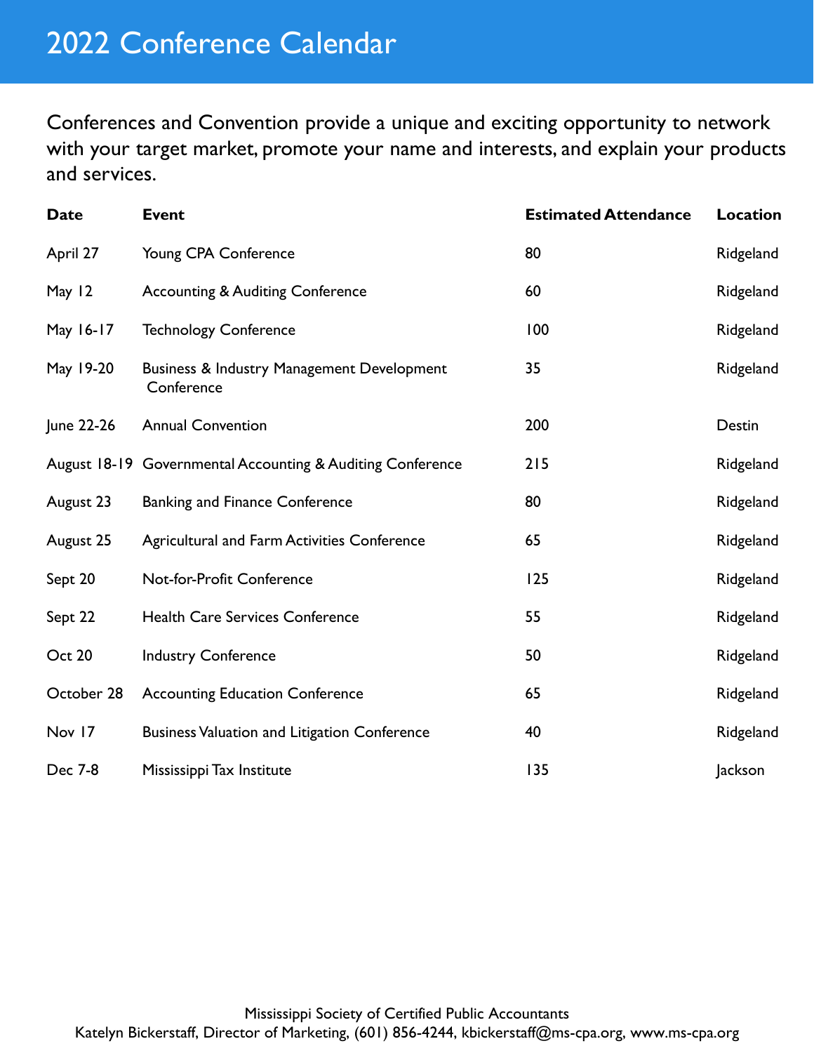# 2022 Conference Calendar

Conferences and Convention provide a unique and exciting opportunity to network with your target market, promote your name and interests, and explain your products and services.

| Date | Event | Estimated Attendance | Location |
|---|---|---|---|
| April 27 | Young CPA Conference | 80 | Ridgeland |
| May 12 | Accounting & Auditing Conference | 60 | Ridgeland |
| May 16-17 | Technology Conference | 100 | Ridgeland |
| May 19-20 | Business & Industry Management Development Conference | 35 | Ridgeland |
| June 22-26 | Annual Convention | 200 | Destin |
| August 18-19 | Governmental Accounting & Auditing Conference | 215 | Ridgeland |
| August 23 | Banking and Finance Conference | 80 | Ridgeland |
| August 25 | Agricultural and Farm Activities Conference | 65 | Ridgeland |
| Sept 20 | Not-for-Profit Conference | 125 | Ridgeland |
| Sept 22 | Health Care Services Conference | 55 | Ridgeland |
| Oct 20 | Industry Conference | 50 | Ridgeland |
| October 28 | Accounting Education Conference | 65 | Ridgeland |
| Nov 17 | Business Valuation and Litigation Conference | 40 | Ridgeland |
| Dec 7-8 | Mississippi Tax Institute | 135 | Jackson |

Mississippi Society of Certified Public Accountants
Katelyn Bickerstaff, Director of Marketing, (601) 856-4244, kbickerstaff@ms-cpa.org, www.ms-cpa.org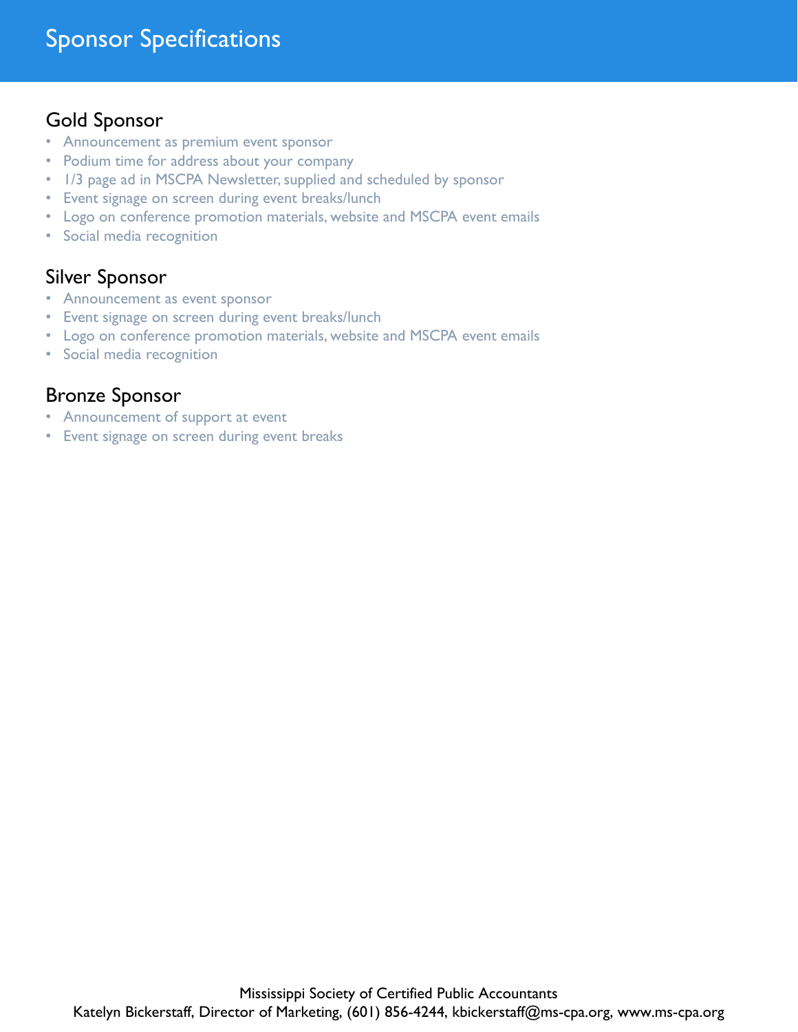# Sponsor Specifications

## Gold Sponsor

- Announcement as premium event sponsor
- Podium time for address about your company
- 1/3 page ad in MSCPA Newsletter, supplied and scheduled by sponsor
- Event signage on screen during event breaks/lunch
- Logo on conference promotion materials, website and MSCPA event emails
- Social media recognition

## Silver Sponsor

- Announcement as event sponsor
- Event signage on screen during event breaks/lunch
- Logo on conference promotion materials, website and MSCPA event emails
- Social media recognition

## Bronze Sponsor

- Announcement of support at event
- Event signage on screen during event breaks

Mississippi Society of Certified Public Accountants
Katelyn Bickerstaff, Director of Marketing, (601) 856-4244, kbickerstaff@ms-cpa.org, www.ms-cpa.org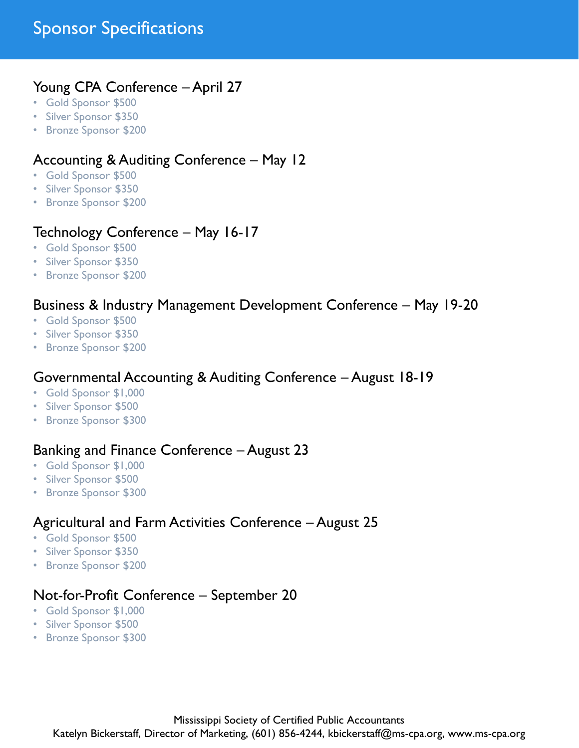# Sponsor Specifications

## Young CPA Conference – April 27

- Gold Sponsor $500
- Silver Sponsor $350
- Bronze Sponsor $200

## Accounting & Auditing Conference – May 12

- Gold Sponsor $500
- Silver Sponsor $350
- Bronze Sponsor $200

## Technology Conference – May 16-17

- Gold Sponsor $500
- Silver Sponsor $350
- Bronze Sponsor $200

## Business & Industry Management Development Conference – May 19-20

- Gold Sponsor $500
- Silver Sponsor $350
- Bronze Sponsor $200

## Governmental Accounting & Auditing Conference – August 18-19

- Gold Sponsor $1,000
- Silver Sponsor $500
- Bronze Sponsor $300

## Banking and Finance Conference – August 23

- Gold Sponsor $1,000
- Silver Sponsor $500
- Bronze Sponsor $300

## Agricultural and Farm Activities Conference – August 25

- Gold Sponsor $500
- Silver Sponsor $350
- Bronze Sponsor $200

## Not-for-Profit Conference – September 20

- Gold Sponsor $1,000
- Silver Sponsor $500
- Bronze Sponsor $300

Mississippi Society of Certified Public Accountants
Katelyn Bickerstaff, Director of Marketing, (601) 856-4244, kbickerstaff@ms-cpa.org, www.ms-cpa.org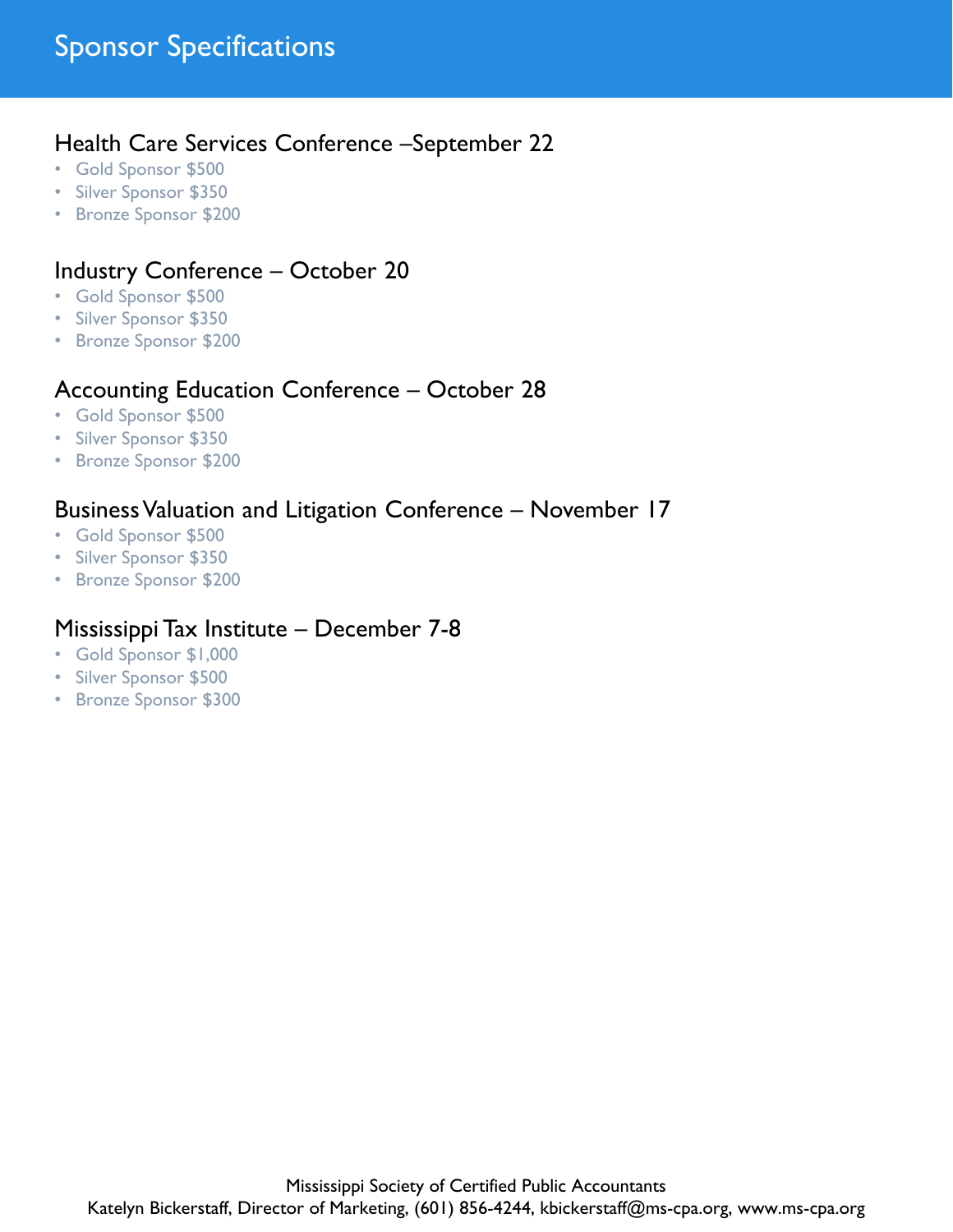# Sponsor Specifications

## Health Care Services Conference –September 22

- Gold Sponsor $500
- Silver Sponsor $350
- Bronze Sponsor $200

## Industry Conference – October 20

- Gold Sponsor $500
- Silver Sponsor $350
- Bronze Sponsor $200

## Accounting Education Conference – October 28

- Gold Sponsor $500
- Silver Sponsor $350
- Bronze Sponsor $200

## Business Valuation and Litigation Conference – November 17

- Gold Sponsor $500
- Silver Sponsor $350
- Bronze Sponsor $200

## Mississippi Tax Institute – December 7-8

- Gold Sponsor $1,000
- Silver Sponsor $500
- Bronze Sponsor $300

Mississippi Society of Certified Public Accountants
Katelyn Bickerstaff, Director of Marketing, (601) 856-4244, kbickerstaff@ms-cpa.org, www.ms-cpa.org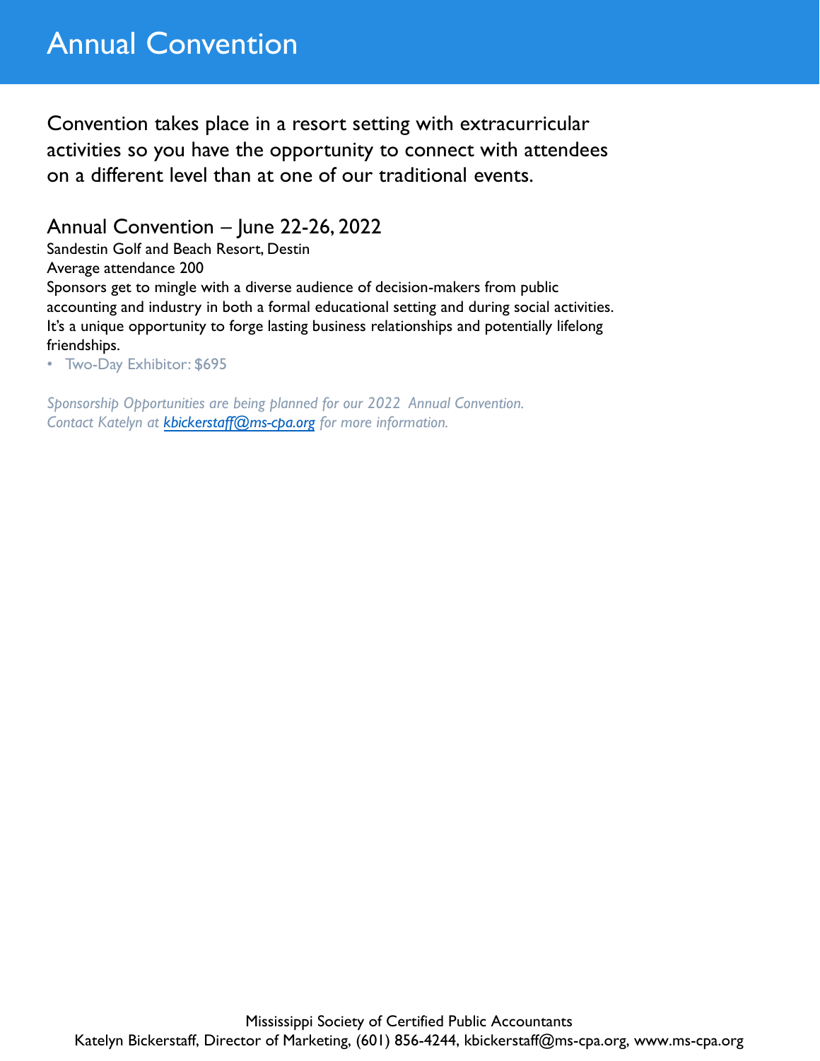# Annual Convention

Convention takes place in a resort setting with extracurricular activities so you have the opportunity to connect with attendees on a different level than at one of our traditional events.

## Annual Convention – June 22-26, 2022

Sandestin Golf and Beach Resort, Destin

Average attendance 200

Sponsors get to mingle with a diverse audience of decision-makers from public accounting and industry in both a formal educational setting and during social activities. It's a unique opportunity to forge lasting business relationships and potentially lifelong friendships.

- Two-Day Exhibitor: $695

*Sponsorship Opportunities are being planned for our 2022 Annual Convention.*
*Contact Katelyn at [kbickerstaff@ms-cpa.org](mailto:kbickerstaff@ms-cpa.org) for more information.*

Mississippi Society of Certified Public Accountants
Katelyn Bickerstaff, Director of Marketing, (601) 856-4244, kbickerstaff@ms-cpa.org, www.ms-cpa.org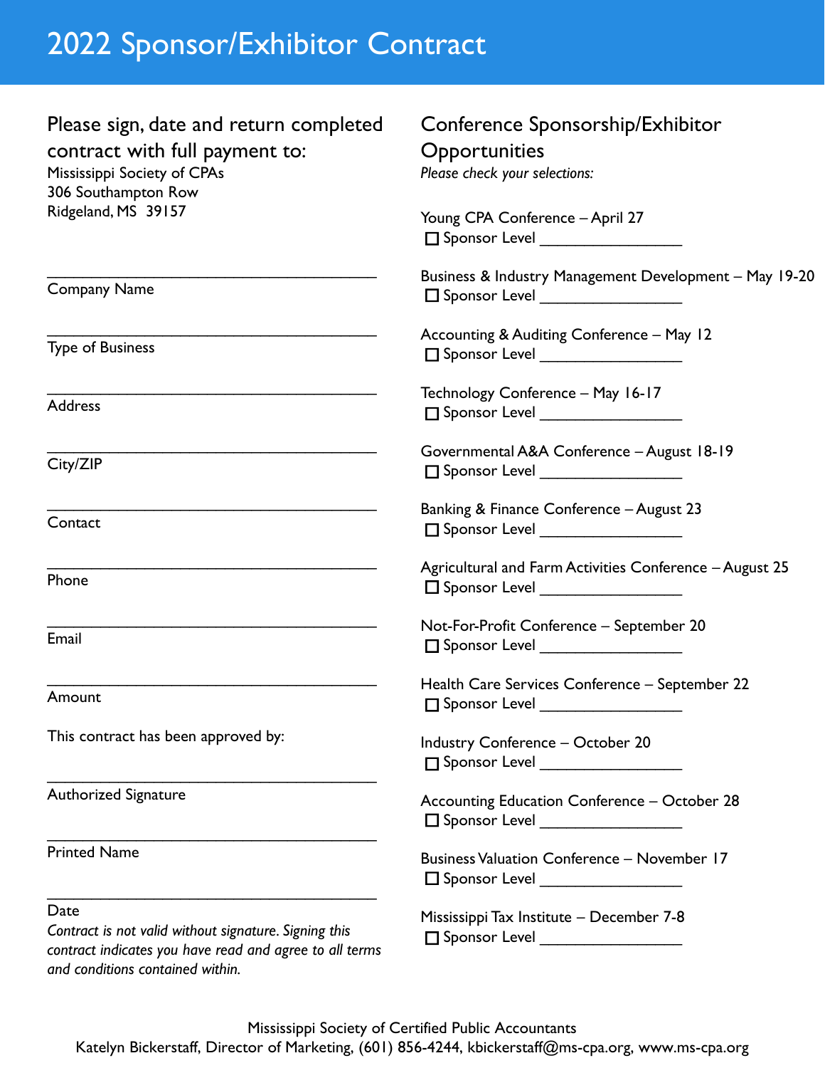# 2022 Sponsor/Exhibitor Contract

## Please sign, date and return completed contract with full payment to:

Mississippi Society of CPAs
306 Southampton Row
Ridgeland, MS 39157

\_\_\_\_\_\_\_\_\_\_\_\_\_\_\_\_\_\_\_\_\_\_\_\_\_\_\_\_\_\_\_\_\_\_\_\_\_\_\_\_
Company Name

\_\_\_\_\_\_\_\_\_\_\_\_\_\_\_\_\_\_\_\_\_\_\_\_\_\_\_\_\_\_\_\_\_\_\_\_\_\_\_\_
Type of Business

\_\_\_\_\_\_\_\_\_\_\_\_\_\_\_\_\_\_\_\_\_\_\_\_\_\_\_\_\_\_\_\_\_\_\_\_\_\_\_\_
Address

\_\_\_\_\_\_\_\_\_\_\_\_\_\_\_\_\_\_\_\_\_\_\_\_\_\_\_\_\_\_\_\_\_\_\_\_\_\_\_\_
City/ZIP

\_\_\_\_\_\_\_\_\_\_\_\_\_\_\_\_\_\_\_\_\_\_\_\_\_\_\_\_\_\_\_\_\_\_\_\_\_\_\_\_
Contact

\_\_\_\_\_\_\_\_\_\_\_\_\_\_\_\_\_\_\_\_\_\_\_\_\_\_\_\_\_\_\_\_\_\_\_\_\_\_\_\_
Phone

\_\_\_\_\_\_\_\_\_\_\_\_\_\_\_\_\_\_\_\_\_\_\_\_\_\_\_\_\_\_\_\_\_\_\_\_\_\_\_\_
Email

\_\_\_\_\_\_\_\_\_\_\_\_\_\_\_\_\_\_\_\_\_\_\_\_\_\_\_\_\_\_\_\_\_\_\_\_\_\_\_\_
Amount

This contract has been approved by:

\_\_\_\_\_\_\_\_\_\_\_\_\_\_\_\_\_\_\_\_\_\_\_\_\_\_\_\_\_\_\_\_\_\_\_\_\_\_\_\_
Authorized Signature

\_\_\_\_\_\_\_\_\_\_\_\_\_\_\_\_\_\_\_\_\_\_\_\_\_\_\_\_\_\_\_\_\_\_\_\_\_\_\_\_
Printed Name

\_\_\_\_\_\_\_\_\_\_\_\_\_\_\_\_\_\_\_\_\_\_\_\_\_\_\_\_\_\_\_\_\_\_\_\_\_\_\_\_
Date

*Contract is not valid without signature. Signing this contract indicates you have read and agree to all terms and conditions contained within.*

## Conference Sponsorship/Exhibitor Opportunities

*Please check your selections:*

Young CPA Conference – April 27
☐ Sponsor Level \_\_\_\_\_\_\_\_\_\_\_\_\_\_\_\_\_

Business & Industry Management Development – May 19-20
☐ Sponsor Level \_\_\_\_\_\_\_\_\_\_\_\_\_\_\_\_\_

Accounting & Auditing Conference – May 12
☐ Sponsor Level \_\_\_\_\_\_\_\_\_\_\_\_\_\_\_\_\_

Technology Conference – May 16-17
☐ Sponsor Level \_\_\_\_\_\_\_\_\_\_\_\_\_\_\_\_\_

Governmental A&A Conference – August 18-19
☐ Sponsor Level \_\_\_\_\_\_\_\_\_\_\_\_\_\_\_\_\_

Banking & Finance Conference – August 23
☐ Sponsor Level \_\_\_\_\_\_\_\_\_\_\_\_\_\_\_\_\_

Agricultural and Farm Activities Conference – August 25
☐ Sponsor Level \_\_\_\_\_\_\_\_\_\_\_\_\_\_\_\_\_

Not-For-Profit Conference – September 20
☐ Sponsor Level \_\_\_\_\_\_\_\_\_\_\_\_\_\_\_\_\_

Health Care Services Conference – September 22
☐ Sponsor Level \_\_\_\_\_\_\_\_\_\_\_\_\_\_\_\_\_

Industry Conference – October 20
☐ Sponsor Level \_\_\_\_\_\_\_\_\_\_\_\_\_\_\_\_\_

Accounting Education Conference – October 28
☐ Sponsor Level \_\_\_\_\_\_\_\_\_\_\_\_\_\_\_\_\_

Business Valuation Conference – November 17
☐ Sponsor Level \_\_\_\_\_\_\_\_\_\_\_\_\_\_\_\_\_

Mississippi Tax Institute – December 7-8
☐ Sponsor Level \_\_\_\_\_\_\_\_\_\_\_\_\_\_\_\_\_

Mississippi Society of Certified Public Accountants
Katelyn Bickerstaff, Director of Marketing, (601) 856-4244, kbickerstaff@ms-cpa.org, www.ms-cpa.org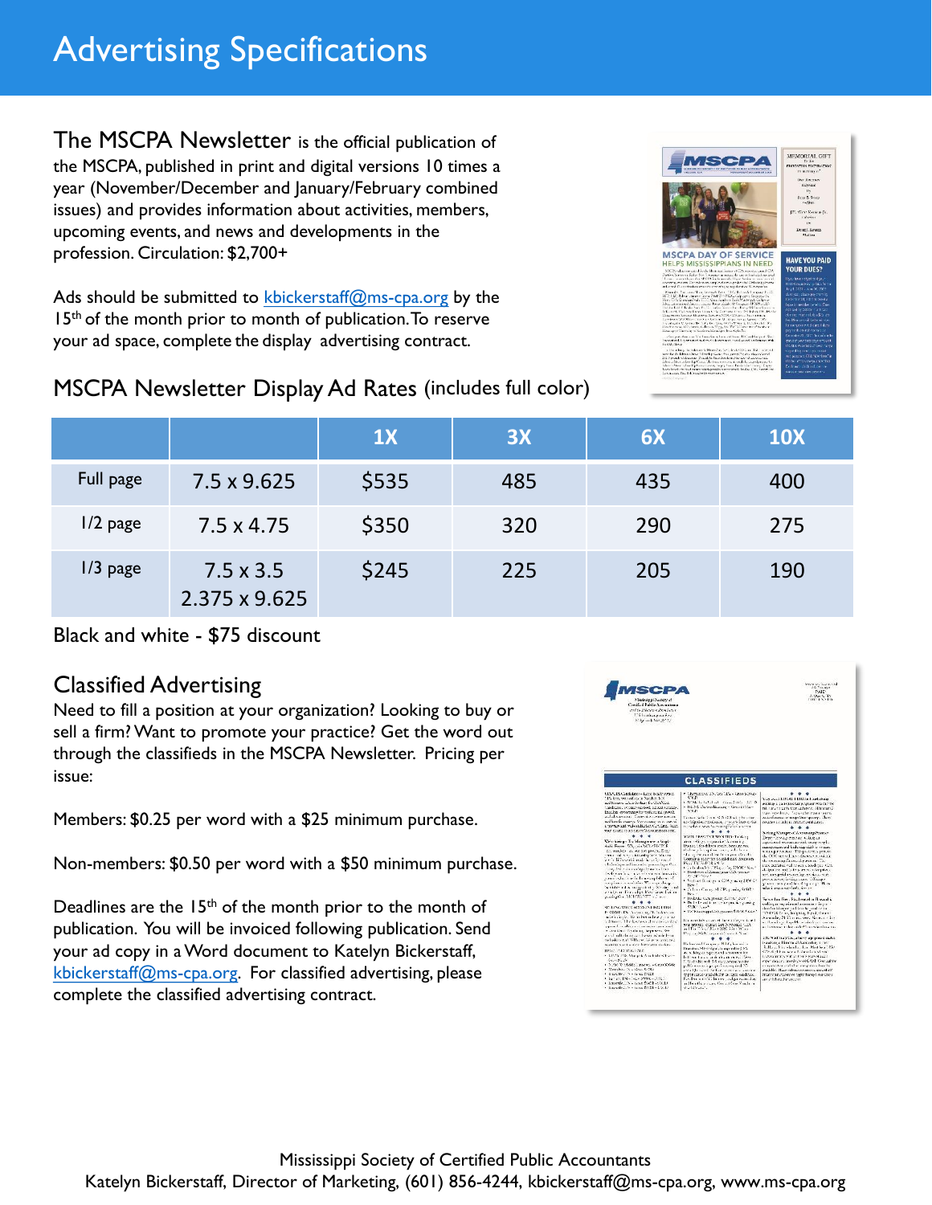# Advertising Specifications

**The MSCPA Newsletter** is the official publication of the MSCPA, published in print and digital versions 10 times a year (November/December and January/February combined issues) and provides information about activities, members, upcoming events, and news and developments in the profession. Circulation: $2,700+

Ads should be submitted to kbickerstaff@ms-cpa.org by the 15th of the month prior to month of publication. To reserve your ad space, complete the display advertising contract.

## MSCPA Newsletter Display Ad Rates (includes full color)

| | | 1X | 3X | 6X | 10X |
|---|---|---|---|---|---|
| Full page | 7.5 x 9.625 | $535 | 485 | 435 | 400 |
| 1/2 page | 7.5 x 4.75 | $350 | 320 | 290 | 275 |
| 1/3 page | 7.5 x 3.5<br>2.375 x 9.625 | $245 | 225 | 205 | 190 |

Black and white - $75 discount

## Classified Advertising

Need to fill a position at your organization? Looking to buy or sell a firm? Want to promote your practice? Get the word out through the classifieds in the MSCPA Newsletter. Pricing per issue:

Members: $0.25 per word with a $25 minimum purchase.

Non-members: $0.50 per word with a $50 minimum purchase.

Deadlines are the 15th of the month prior to the month of publication. You will be invoiced following publication. Send your ad copy in a Word document to Katelyn Bickerstaff, kbickerstaff@ms-cpa.org. For classified advertising, please complete the classified advertising contract.

Mississippi Society of Certified Public Accountants
Katelyn Bickerstaff, Director of Marketing, (601) 856-4244, kbickerstaff@ms-cpa.org, www.ms-cpa.org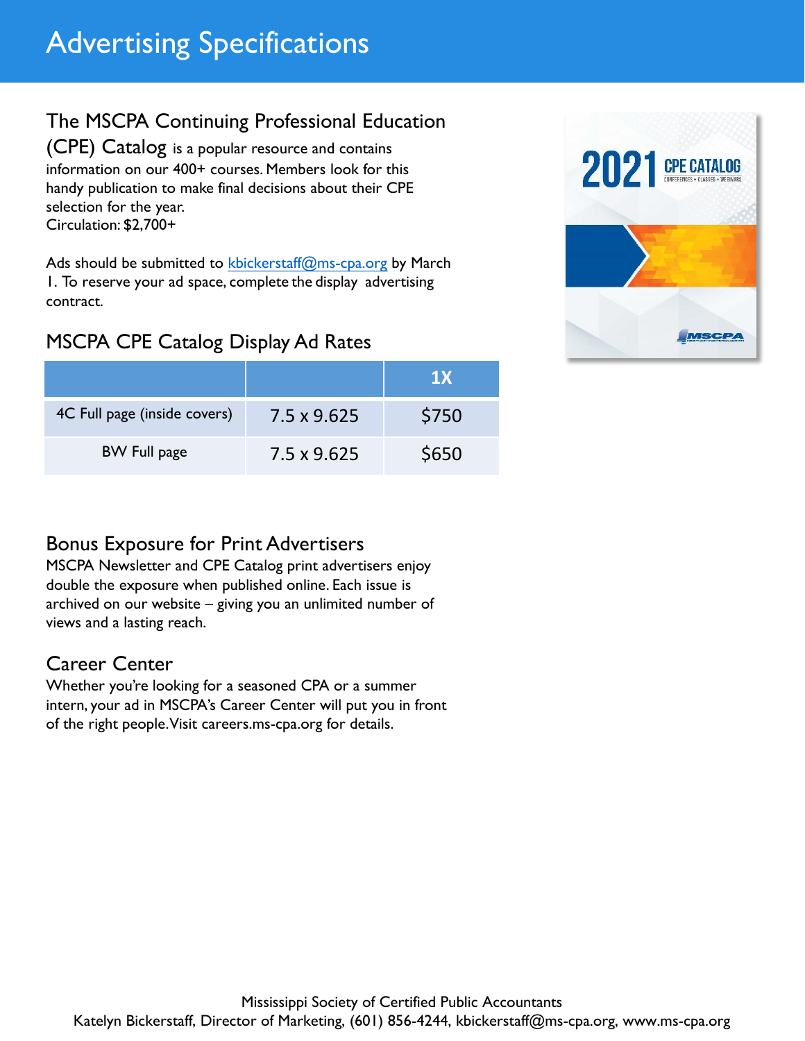# Advertising Specifications

## The MSCPA Continuing Professional Education (CPE) Catalog

**The MSCPA Continuing Professional Education (CPE) Catalog** is a popular resource and contains information on our 400+ courses. Members look for this handy publication to make final decisions about their CPE selection for the year.
Circulation: $2,700+

Ads should be submitted to kbickerstaff@ms-cpa.org by March 1. To reserve your ad space, complete the display advertising contract.

## MSCPA CPE Catalog Display Ad Rates

| | | 1X |
|---|---|---|
| 4C Full page (inside covers) | 7.5 x 9.625 | $750 |
| BW Full page | 7.5 x 9.625 | $650 |

## Bonus Exposure for Print Advertisers

MSCPA Newsletter and CPE Catalog print advertisers enjoy double the exposure when published online. Each issue is archived on our website – giving you an unlimited number of views and a lasting reach.

## Career Center

Whether you're looking for a seasoned CPA or a summer intern, your ad in MSCPA's Career Center will put you in front of the right people. Visit careers.ms-cpa.org for details.

Mississippi Society of Certified Public Accountants
Katelyn Bickerstaff, Director of Marketing, (601) 856-4244, kbickerstaff@ms-cpa.org, www.ms-cpa.org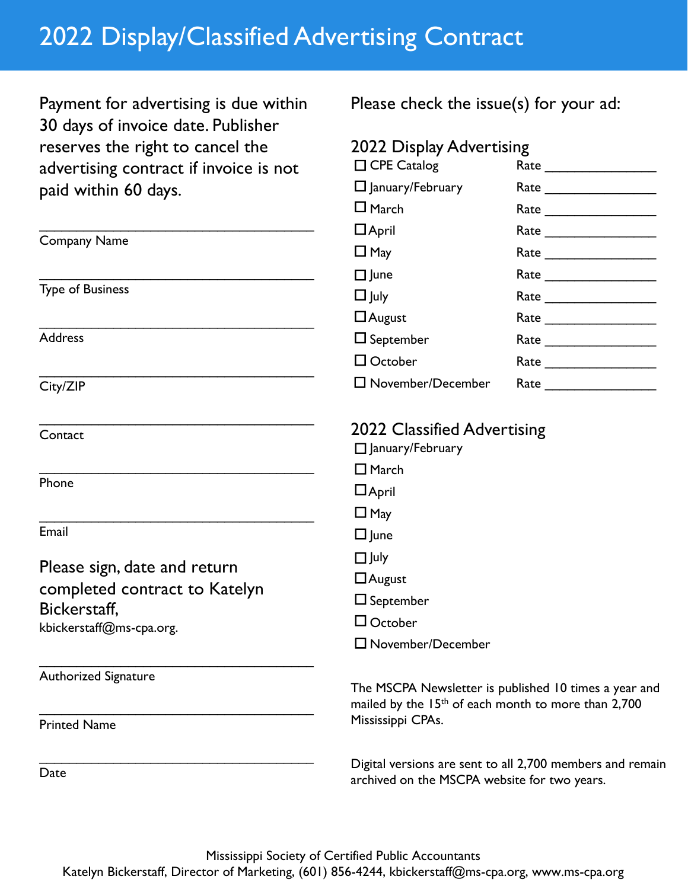# 2022 Display/Classified Advertising Contract

Payment for advertising is due within 30 days of invoice date. Publisher reserves the right to cancel the advertising contract if invoice is not paid within 60 days.

\_\_\_\_\_\_\_\_\_\_\_\_\_\_\_\_\_\_\_\_\_\_\_\_\_\_\_\_\_\_\_\_\_\_\_\_\_\_\_\_
Company Name

\_\_\_\_\_\_\_\_\_\_\_\_\_\_\_\_\_\_\_\_\_\_\_\_\_\_\_\_\_\_\_\_\_\_\_\_\_\_\_\_
Type of Business

\_\_\_\_\_\_\_\_\_\_\_\_\_\_\_\_\_\_\_\_\_\_\_\_\_\_\_\_\_\_\_\_\_\_\_\_\_\_\_\_
Address

\_\_\_\_\_\_\_\_\_\_\_\_\_\_\_\_\_\_\_\_\_\_\_\_\_\_\_\_\_\_\_\_\_\_\_\_\_\_\_\_
City/ZIP

\_\_\_\_\_\_\_\_\_\_\_\_\_\_\_\_\_\_\_\_\_\_\_\_\_\_\_\_\_\_\_\_\_\_\_\_\_\_\_\_
Contact

\_\_\_\_\_\_\_\_\_\_\_\_\_\_\_\_\_\_\_\_\_\_\_\_\_\_\_\_\_\_\_\_\_\_\_\_\_\_\_\_
Phone

\_\_\_\_\_\_\_\_\_\_\_\_\_\_\_\_\_\_\_\_\_\_\_\_\_\_\_\_\_\_\_\_\_\_\_\_\_\_\_\_
Email

Please sign, date and return completed contract to Katelyn Bickerstaff,
kbickerstaff@ms-cpa.org.

\_\_\_\_\_\_\_\_\_\_\_\_\_\_\_\_\_\_\_\_\_\_\_\_\_\_\_\_\_\_\_\_\_\_\_\_\_\_\_\_
Authorized Signature

\_\_\_\_\_\_\_\_\_\_\_\_\_\_\_\_\_\_\_\_\_\_\_\_\_\_\_\_\_\_\_\_\_\_\_\_\_\_\_\_
Printed Name

\_\_\_\_\_\_\_\_\_\_\_\_\_\_\_\_\_\_\_\_\_\_\_\_\_\_\_\_\_\_\_\_\_\_\_\_\_\_\_\_
Date

Please check the issue(s) for your ad:

## 2022 Display Advertising

- ☐ CPE Catalog Rate \_\_\_\_\_\_\_\_\_\_\_\_\_\_\_\_
- ☐ January/February Rate \_\_\_\_\_\_\_\_\_\_\_\_\_\_\_\_
- ☐ March Rate \_\_\_\_\_\_\_\_\_\_\_\_\_\_\_\_
- ☐ April Rate \_\_\_\_\_\_\_\_\_\_\_\_\_\_\_\_
- ☐ May Rate \_\_\_\_\_\_\_\_\_\_\_\_\_\_\_\_
- ☐ June Rate \_\_\_\_\_\_\_\_\_\_\_\_\_\_\_\_
- ☐ July Rate \_\_\_\_\_\_\_\_\_\_\_\_\_\_\_\_
- ☐ August Rate \_\_\_\_\_\_\_\_\_\_\_\_\_\_\_\_
- ☐ September Rate \_\_\_\_\_\_\_\_\_\_\_\_\_\_\_\_
- ☐ October Rate \_\_\_\_\_\_\_\_\_\_\_\_\_\_\_\_
- ☐ November/December Rate \_\_\_\_\_\_\_\_\_\_\_\_\_\_\_\_

## 2022 Classified Advertising

- ☐ January/February
- ☐ March
- ☐ April
- ☐ May
- ☐ June
- ☐ July
- ☐ August
- ☐ September
- ☐ October
- ☐ November/December

The MSCPA Newsletter is published 10 times a year and mailed by the 15th of each month to more than 2,700 Mississippi CPAs.

Digital versions are sent to all 2,700 members and remain archived on the MSCPA website for two years.

Mississippi Society of Certified Public Accountants
Katelyn Bickerstaff, Director of Marketing, (601) 856-4244, kbickerstaff@ms-cpa.org, www.ms-cpa.org